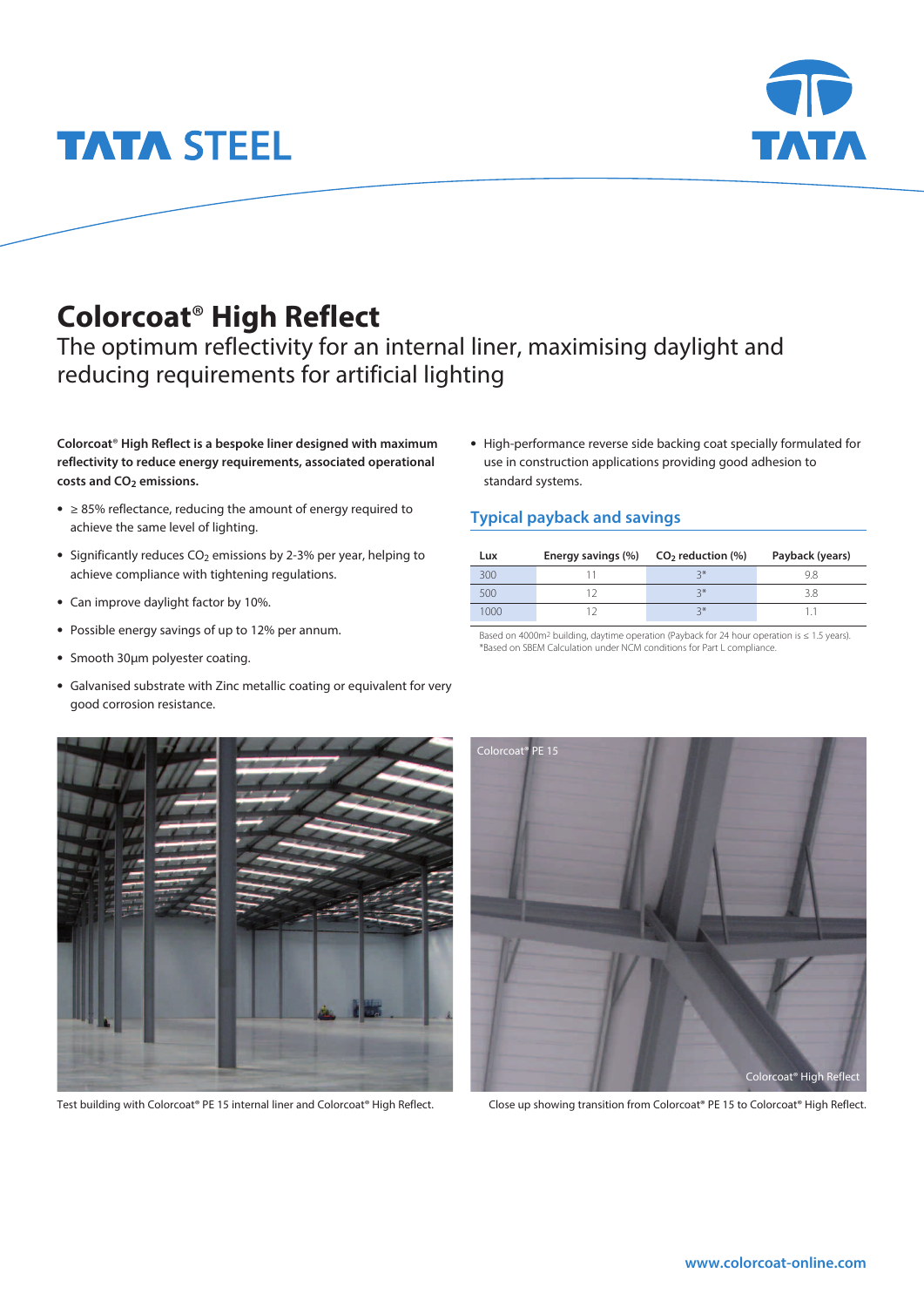# Colorcoat® High Reflect

## The optimum reflectivity for an internal liner, maximising daylight and reducing requirements for artificial lighting

**Colorcoat® High Reflect is a bespoke liner designed with maximum reflectivity to reduce energy requirements, associated operational costs and $CO_2$ emissions.**

- ≥ 85% reflectance, reducing the amount of energy required to achieve the same level of lighting.
- Significantly reduces $CO_2$ emissions by 2-3% per year, helping to achieve compliance with tightening regulations.
- Can improve daylight factor by 10%.
- Possible energy savings of up to 12% per annum.
- Smooth 30μm polyester coating.
- Galvanised substrate with Zinc metallic coating or equivalent for very good corrosion resistance.
- High-performance reverse side backing coat specially formulated for use in construction applications providing good adhesion to standard systems.

### Typical payback and savings

| Lux | Energy savings (%) | $CO_2$ reduction (%) | Payback (years) |
|---|---|---|---|
| 300 | 11 | 3* | 9.8 |
| 500 | 12 | 3* | 3.8 |
| 1000 | 12 | 3* | 1.1 |

Based on 4000m² building, daytime operation (Payback for 24 hour operation is ≤ 1.5 years).
*Based on SBEM Calculation under NCM conditions for Part L compliance.

Test building with Colorcoat® PE 15 internal liner and Colorcoat® High Reflect.

Colorcoat® PE 15

Colorcoat® High Reflect

Close up showing transition from Colorcoat® PE 15 to Colorcoat® High Reflect.

www.colorcoat-online.com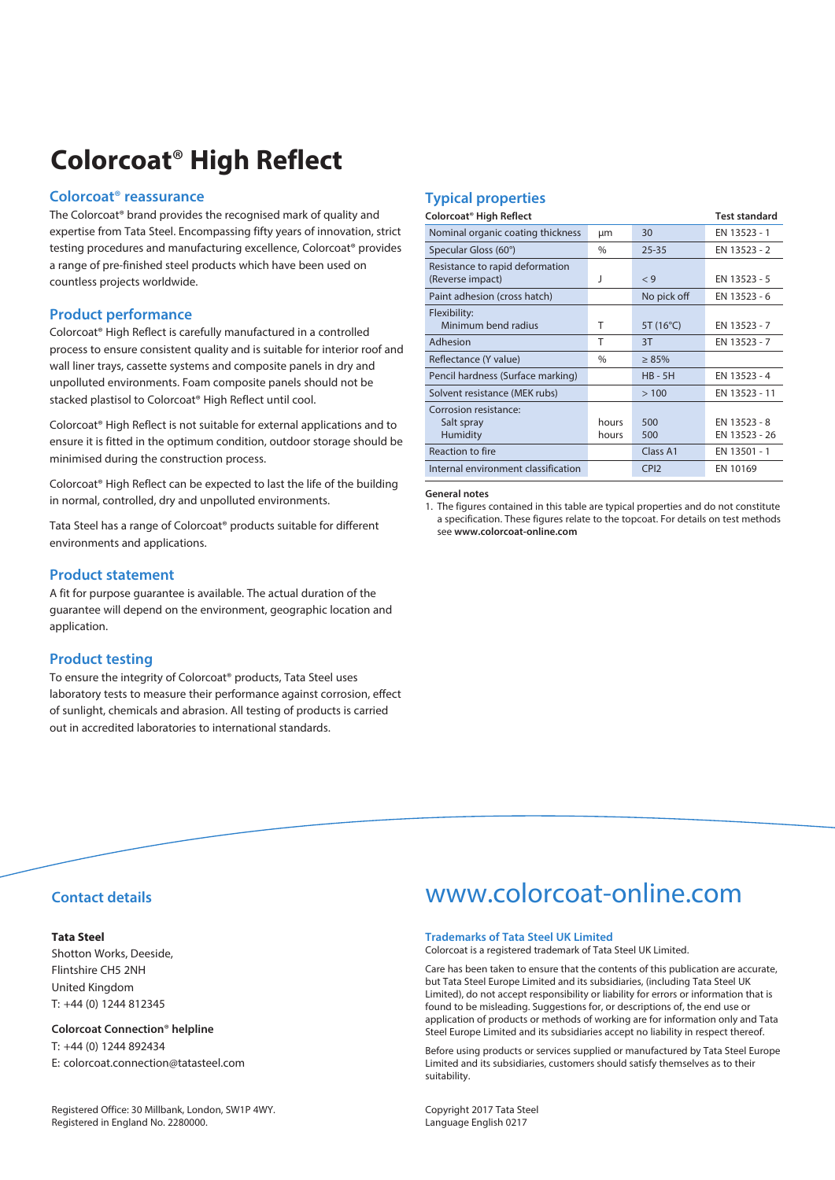# Colorcoat® High Reflect

## Colorcoat® reassurance

The Colorcoat® brand provides the recognised mark of quality and expertise from Tata Steel. Encompassing fifty years of innovation, strict testing procedures and manufacturing excellence, Colorcoat® provides a range of pre-finished steel products which have been used on countless projects worldwide.

## Product performance

Colorcoat® High Reflect is carefully manufactured in a controlled process to ensure consistent quality and is suitable for interior roof and wall liner trays, cassette systems and composite panels in dry and unpolluted environments. Foam composite panels should not be stacked plastisol to Colorcoat® High Reflect until cool.

Colorcoat® High Reflect is not suitable for external applications and to ensure it is fitted in the optimum condition, outdoor storage should be minimised during the construction process.

Colorcoat® High Reflect can be expected to last the life of the building in normal, controlled, dry and unpolluted environments.

Tata Steel has a range of Colorcoat® products suitable for different environments and applications.

## Product statement

A fit for purpose guarantee is available. The actual duration of the guarantee will depend on the environment, geographic location and application.

## Product testing

To ensure the integrity of Colorcoat® products, Tata Steel uses laboratory tests to measure their performance against corrosion, effect of sunlight, chemicals and abrasion. All testing of products is carried out in accredited laboratories to international standards.

## Typical properties

| Colorcoat® High Reflect | | | Test standard |
|---|---|---|---|
| Nominal organic coating thickness | µm | 30 | EN 13523 - 1 |
| Specular Gloss (60°) | % | 25-35 | EN 13523 - 2 |
| Resistance to rapid deformation (Reverse impact) | J | < 9 | EN 13523 - 5 |
| Paint adhesion (cross hatch) | | No pick off | EN 13523 - 6 |
| Flexibility: Minimum bend radius | T | 5T (16°C) | EN 13523 - 7 |
| Adhesion | T | 3T | EN 13523 - 7 |
| Reflectance (Y value) | % | ≥ 85% | |
| Pencil hardness (Surface marking) | | HB - 5H | EN 13523 - 4 |
| Solvent resistance (MEK rubs) | | > 100 | EN 13523 - 11 |
| Corrosion resistance: Salt spray | hours | 500 | EN 13523 - 8 |
| Corrosion resistance: Humidity | hours | 500 | EN 13523 - 26 |
| Reaction to fire | | Class A1 | EN 13501 - 1 |
| Internal environment classification | | CPI2 | EN 10169 |

**General notes**

1. The figures contained in this table are typical properties and do not constitute a specification. These figures relate to the topcoat. For details on test methods see **www.colorcoat-online.com**

## Contact details

**Tata Steel**
Shotton Works, Deeside,
Flintshire CH5 2NH
United Kingdom
T: +44 (0) 1244 812345

**Colorcoat Connection® helpline**
T: +44 (0) 1244 892434
E: colorcoat.connection@tatasteel.com

Registered Office: 30 Millbank, London, SW1P 4WY.
Registered in England No. 2280000.

## www.colorcoat-online.com

**Trademarks of Tata Steel UK Limited**
Colorcoat is a registered trademark of Tata Steel UK Limited.

Care has been taken to ensure that the contents of this publication are accurate, but Tata Steel Europe Limited and its subsidiaries, (including Tata Steel UK Limited), do not accept responsibility or liability for errors or information that is found to be misleading. Suggestions for, or descriptions of, the end use or application of products or methods of working are for information only and Tata Steel Europe Limited and its subsidiaries accept no liability in respect thereof.

Before using products or services supplied or manufactured by Tata Steel Europe Limited and its subsidiaries, customers should satisfy themselves as to their suitability.

Copyright 2017 Tata Steel
Language English 0217